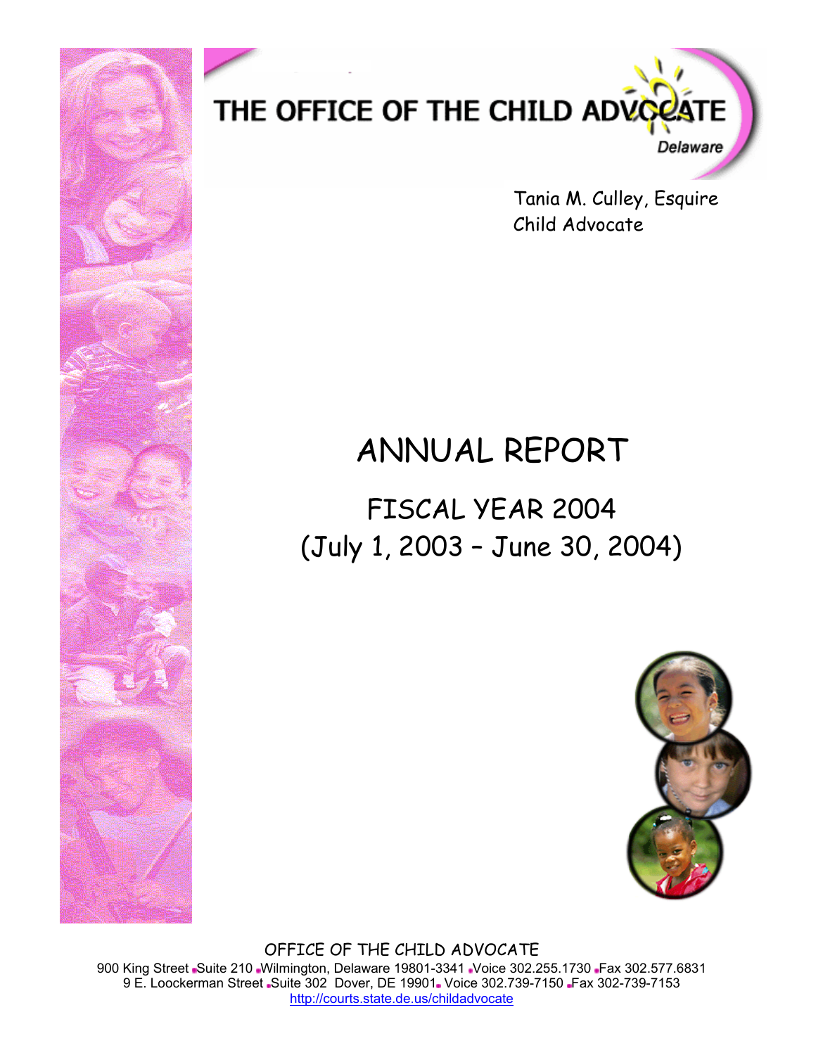# THE OFFICE OF THE CHILD ADVOCATE

Delaware

Tania M. Culley, Esquire
Child Advocate

# ANNUAL REPORT

## FISCAL YEAR 2004
## (July 1, 2003 – June 30, 2004)

OFFICE OF THE CHILD ADVOCATE
900 King Street ▪Suite 210 ▪Wilmington, Delaware 19801-3341 ▪Voice 302.255.1730 ▪Fax 302.577.6831
9 E. Loockerman Street ▪Suite 302 Dover, DE 19901▪ Voice 302.739-7150 ▪Fax 302-739-7153
http://courts.state.de.us/childadvocate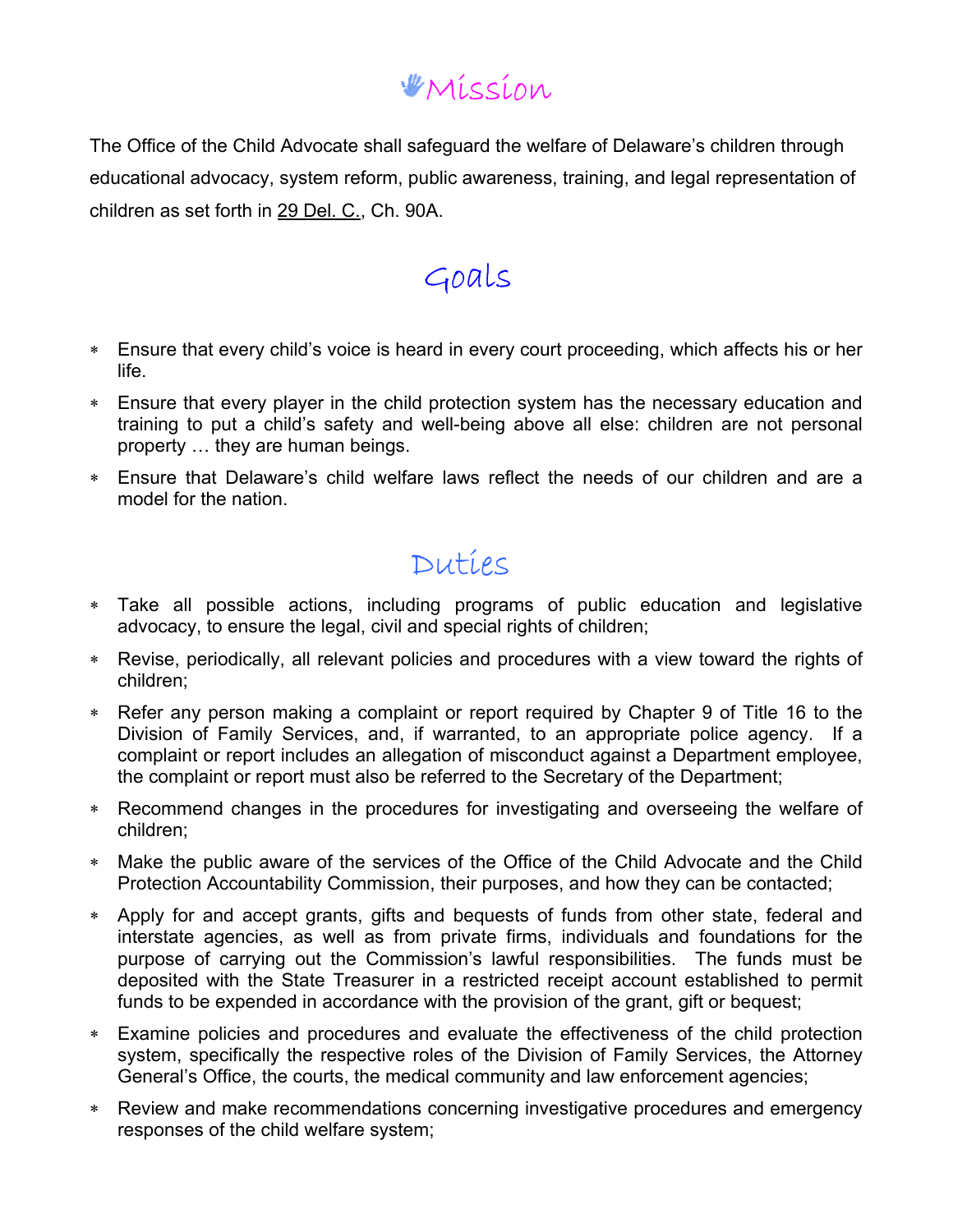# Mission

The Office of the Child Advocate shall safeguard the welfare of Delaware's children through educational advocacy, system reform, public awareness, training, and legal representation of children as set forth in 29 Del. C., Ch. 90A.

# Goals

- Ensure that every child's voice is heard in every court proceeding, which affects his or her life.
- Ensure that every player in the child protection system has the necessary education and training to put a child's safety and well-being above all else: children are not personal property … they are human beings.
- Ensure that Delaware's child welfare laws reflect the needs of our children and are a model for the nation.

# Duties

- Take all possible actions, including programs of public education and legislative advocacy, to ensure the legal, civil and special rights of children;
- Revise, periodically, all relevant policies and procedures with a view toward the rights of children;
- Refer any person making a complaint or report required by Chapter 9 of Title 16 to the Division of Family Services, and, if warranted, to an appropriate police agency. If a complaint or report includes an allegation of misconduct against a Department employee, the complaint or report must also be referred to the Secretary of the Department;
- Recommend changes in the procedures for investigating and overseeing the welfare of children;
- Make the public aware of the services of the Office of the Child Advocate and the Child Protection Accountability Commission, their purposes, and how they can be contacted;
- Apply for and accept grants, gifts and bequests of funds from other state, federal and interstate agencies, as well as from private firms, individuals and foundations for the purpose of carrying out the Commission's lawful responsibilities. The funds must be deposited with the State Treasurer in a restricted receipt account established to permit funds to be expended in accordance with the provision of the grant, gift or bequest;
- Examine policies and procedures and evaluate the effectiveness of the child protection system, specifically the respective roles of the Division of Family Services, the Attorney General's Office, the courts, the medical community and law enforcement agencies;
- Review and make recommendations concerning investigative procedures and emergency responses of the child welfare system;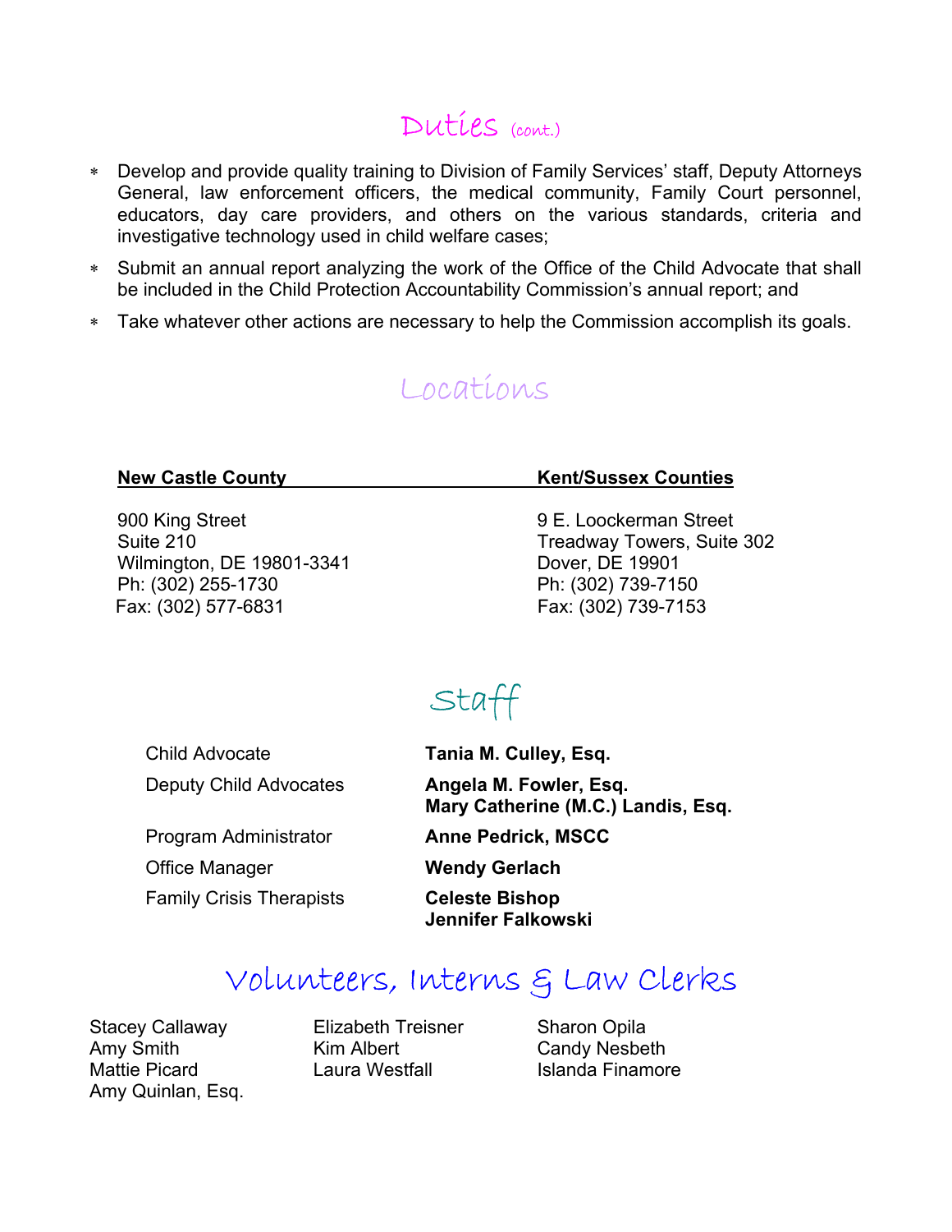## Duties (cont.)

- Develop and provide quality training to Division of Family Services' staff, Deputy Attorneys General, law enforcement officers, the medical community, Family Court personnel, educators, day care providers, and others on the various standards, criteria and investigative technology used in child welfare cases;
- Submit an annual report analyzing the work of the Office of the Child Advocate that shall be included in the Child Protection Accountability Commission's annual report; and
- Take whatever other actions are necessary to help the Commission accomplish its goals.

## Locations

| New Castle County | Kent/Sussex Counties |
|---|---|
| 900 King Street<br>Suite 210<br>Wilmington, DE 19801-3341<br>Ph: (302) 255-1730<br>Fax: (302) 577-6831 | 9 E. Loockerman Street<br>Treadway Towers, Suite 302<br>Dover, DE 19901<br>Ph: (302) 739-7150<br>Fax: (302) 739-7153 |

## Staff

| | |
|---|---|
| Child Advocate | **Tania M. Culley, Esq.** |
| Deputy Child Advocates | **Angela M. Fowler, Esq.**<br>**Mary Catherine (M.C.) Landis, Esq.** |
| Program Administrator | **Anne Pedrick, MSCC** |
| Office Manager | **Wendy Gerlach** |
| Family Crisis Therapists | **Celeste Bishop**<br>**Jennifer Falkowski** |

## Volunteers, Interns & Law Clerks

Stacey Callaway
Amy Smith
Mattie Picard
Amy Quinlan, Esq.
Elizabeth Treisner
Kim Albert
Laura Westfall
Sharon Opila
Candy Nesbeth
Islanda Finamore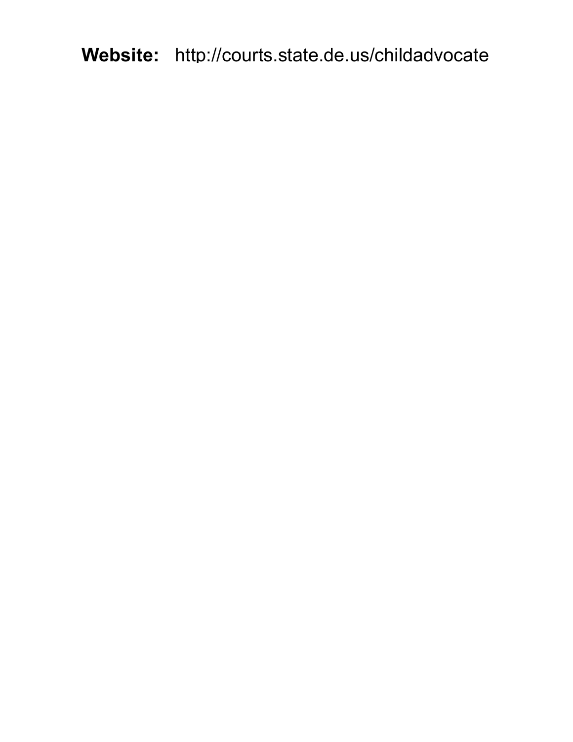**Website:** http://courts.state.de.us/childadvocate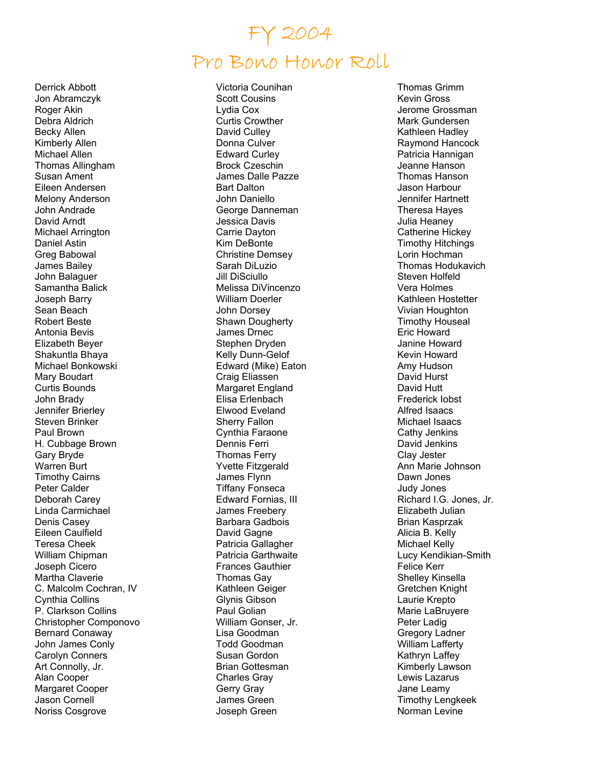# FY 2004

# Pro Bono Honor Roll

Derrick Abbott
Jon Abramczyk
Roger Akin
Debra Aldrich
Becky Allen
Kimberly Allen
Michael Allen
Thomas Allingham
Susan Ament
Eileen Andersen
Melony Anderson
John Andrade
David Arndt
Michael Arrington
Daniel Astin
Greg Babowal
James Bailey
John Balaguer
Samantha Balick
Joseph Barry
Sean Beach
Robert Beste
Antonia Bevis
Elizabeth Beyer
Shakuntla Bhaya
Michael Bonkowski
Mary Boudart
Curtis Bounds
John Brady
Jennifer Brierley
Steven Brinker
Paul Brown
H. Cubbage Brown
Gary Bryde
Warren Burt
Timothy Cairns
Peter Calder
Deborah Carey
Linda Carmichael
Denis Casey
Eileen Caulfield
Teresa Cheek
William Chipman
Joseph Cicero
Martha Claverie
C. Malcolm Cochran, IV
Cynthia Collins
P. Clarkson Collins
Christopher Componovo
Bernard Conaway
John James Conly
Carolyn Conners
Art Connolly, Jr.
Alan Cooper
Margaret Cooper
Jason Cornell
Noriss Cosgrove
Victoria Counihan
Scott Cousins
Lydia Cox
Curtis Crowther
David Culley
Donna Culver
Edward Curley
Brock Czeschin
James Dalle Pazze
Bart Dalton
John Daniello
George Danneman
Jessica Davis
Carrie Dayton
Kim DeBonte
Christine Demsey
Sarah DiLuzio
Jill DiSciullo
Melissa DiVincenzo
William Doerler
John Dorsey
Shawn Dougherty
James Drnec
Stephen Dryden
Kelly Dunn-Gelof
Edward (Mike) Eaton
Craig Eliassen
Margaret England
Elisa Erlenbach
Elwood Eveland
Sherry Fallon
Cynthia Faraone
Dennis Ferri
Thomas Ferry
Yvette Fitzgerald
James Flynn
Tiffany Fonseca
Edward Fornias, III
James Freebery
Barbara Gadbois
David Gagne
Patricia Gallagher
Patricia Garthwaite
Frances Gauthier
Thomas Gay
Kathleen Geiger
Glynis Gibson
Paul Golian
William Gonser, Jr.
Lisa Goodman
Todd Goodman
Susan Gordon
Brian Gottesman
Charles Gray
Gerry Gray
James Green
Joseph Green
Thomas Grimm
Kevin Gross
Jerome Grossman
Mark Gundersen
Kathleen Hadley
Raymond Hancock
Patricia Hannigan
Jeanne Hanson
Thomas Hanson
Jason Harbour
Jennifer Hartnett
Theresa Hayes
Julia Heaney
Catherine Hickey
Timothy Hitchings
Lorin Hochman
Thomas Hodukavich
Steven Holfeld
Vera Holmes
Kathleen Hostetter
Vivian Houghton
Timothy Houseal
Eric Howard
Janine Howard
Kevin Howard
Amy Hudson
David Hurst
David Hutt
Frederick Iobst
Alfred Isaacs
Michael Isaacs
Cathy Jenkins
David Jenkins
Clay Jester
Ann Marie Johnson
Dawn Jones
Judy Jones
Richard I.G. Jones, Jr.
Elizabeth Julian
Brian Kasprzak
Alicia B. Kelly
Michael Kelly
Lucy Kendikian-Smith
Felice Kerr
Shelley Kinsella
Gretchen Knight
Laurie Krepto
Marie LaBruyere
Peter Ladig
Gregory Ladner
William Lafferty
Kathryn Laffey
Kimberly Lawson
Lewis Lazarus
Jane Leamy
Timothy Lengkeek
Norman Levine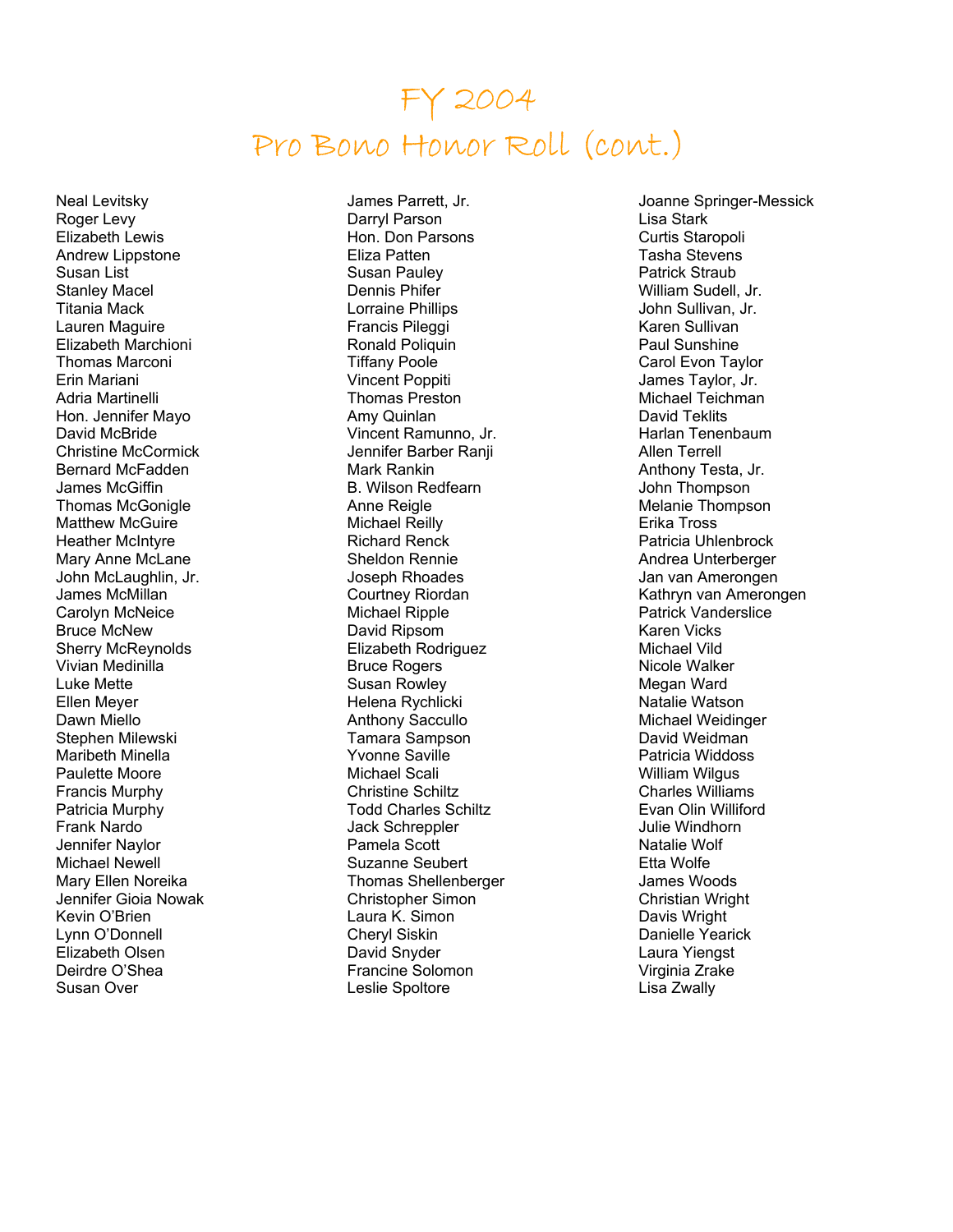# FY 2004
# Pro Bono Honor Roll (cont.)

Neal Levitsky
Roger Levy
Elizabeth Lewis
Andrew Lippstone
Susan List
Stanley Macel
Titania Mack
Lauren Maguire
Elizabeth Marchioni
Thomas Marconi
Erin Mariani
Adria Martinelli
Hon. Jennifer Mayo
David McBride
Christine McCormick
Bernard McFadden
James McGiffin
Thomas McGonigle
Matthew McGuire
Heather McIntyre
Mary Anne McLane
John McLaughlin, Jr.
James McMillan
Carolyn McNeice
Bruce McNew
Sherry McReynolds
Vivian Medinilla
Luke Mette
Ellen Meyer
Dawn Miello
Stephen Milewski
Maribeth Minella
Paulette Moore
Francis Murphy
Patricia Murphy
Frank Nardo
Jennifer Naylor
Michael Newell
Mary Ellen Noreika
Jennifer Gioia Nowak
Kevin O'Brien
Lynn O'Donnell
Elizabeth Olsen
Deirdre O'Shea
Susan Over
James Parrett, Jr.
Darryl Parson
Hon. Don Parsons
Eliza Patten
Susan Pauley
Dennis Phifer
Lorraine Phillips
Francis Pileggi
Ronald Poliquin
Tiffany Poole
Vincent Poppiti
Thomas Preston
Amy Quinlan
Vincent Ramunno, Jr.
Jennifer Barber Ranji
Mark Rankin
B. Wilson Redfearn
Anne Reigle
Michael Reilly
Richard Renck
Sheldon Rennie
Joseph Rhoades
Courtney Riordan
Michael Ripple
David Ripsom
Elizabeth Rodriguez
Bruce Rogers
Susan Rowley
Helena Rychlicki
Anthony Saccullo
Tamara Sampson
Yvonne Saville
Michael Scali
Christine Schiltz
Todd Charles Schiltz
Jack Schreppler
Pamela Scott
Suzanne Seubert
Thomas Shellenberger
Christopher Simon
Laura K. Simon
Cheryl Siskin
David Snyder
Francine Solomon
Leslie Spoltore
Joanne Springer-Messick
Lisa Stark
Curtis Staropoli
Tasha Stevens
Patrick Straub
William Sudell, Jr.
John Sullivan, Jr.
Karen Sullivan
Paul Sunshine
Carol Evon Taylor
James Taylor, Jr.
Michael Teichman
David Teklits
Harlan Tenenbaum
Allen Terrell
Anthony Testa, Jr.
John Thompson
Melanie Thompson
Erika Tross
Patricia Uhlenbrock
Andrea Unterberger
Jan van Amerongen
Kathryn van Amerongen
Patrick Vanderslice
Karen Vicks
Michael Vild
Nicole Walker
Megan Ward
Natalie Watson
Michael Weidinger
David Weidman
Patricia Widdoss
William Wilgus
Charles Williams
Evan Olin Williford
Julie Windhorn
Natalie Wolf
Etta Wolfe
James Woods
Christian Wright
Davis Wright
Danielle Yearick
Laura Yiengst
Virginia Zrake
Lisa Zwally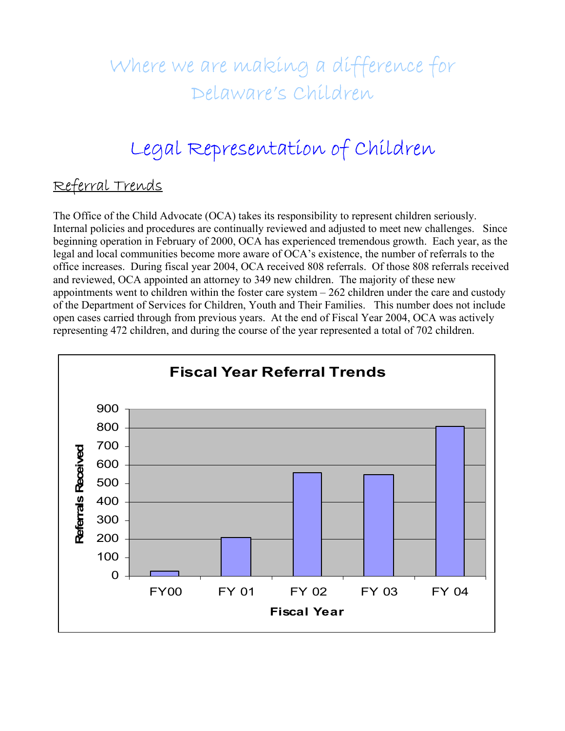# Where we are making a difference for Delaware's Children

## Legal Representation of Children

### Referral Trends

The Office of the Child Advocate (OCA) takes its responsibility to represent children seriously. Internal policies and procedures are continually reviewed and adjusted to meet new challenges. Since beginning operation in February of 2000, OCA has experienced tremendous growth. Each year, as the legal and local communities become more aware of OCA's existence, the number of referrals to the office increases. During fiscal year 2004, OCA received 808 referrals. Of those 808 referrals received and reviewed, OCA appointed an attorney to 349 new children. The majority of these new appointments went to children within the foster care system – 262 children under the care and custody of the Department of Services for Children, Youth and Their Families. This number does not include open cases carried through from previous years. At the end of Fiscal Year 2004, OCA was actively representing 472 children, and during the course of the year represented a total of 702 children.

**Fiscal Year Referral Trends**

Referrals Received (y-axis: 0–900); Fiscal Year (x-axis): FY00, FY 01, FY 02, FY 03, FY 04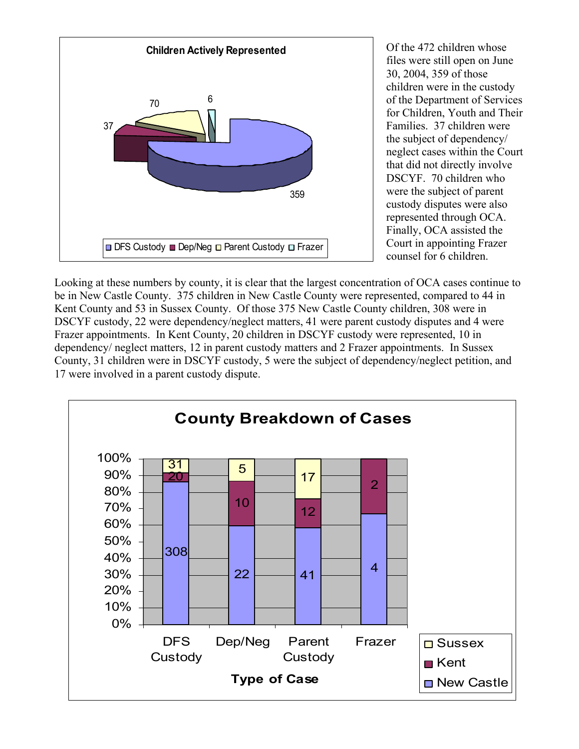**Children Actively Represented**

| Category | Children |
|---|---|
| DFS Custody | 359 |
| Dep/Neg | 37 |
| Parent Custody | 70 |
| Frazer | 6 |

Of the 472 children whose files were still open on June 30, 2004, 359 of those children were in the custody of the Department of Services for Children, Youth and Their Families. 37 children were the subject of dependency/ neglect cases within the Court that did not directly involve DSCYF. 70 children who were the subject of parent custody disputes were also represented through OCA. Finally, OCA assisted the Court in appointing Frazer counsel for 6 children.

Looking at these numbers by county, it is clear that the largest concentration of OCA cases continue to be in New Castle County. 375 children in New Castle County were represented, compared to 44 in Kent County and 53 in Sussex County. Of those 375 New Castle County children, 308 were in DSCYF custody, 22 were dependency/neglect matters, 41 were parent custody disputes and 4 were Frazer appointments. In Kent County, 20 children in DSCYF custody were represented, 10 in dependency/ neglect matters, 12 in parent custody matters and 2 Frazer appointments. In Sussex County, 31 children were in DSCYF custody, 5 were the subject of dependency/neglect petition, and 17 were involved in a parent custody dispute.

**County Breakdown of Cases**

| Type of Case | New Castle | Kent | Sussex |
|---|---|---|---|
| DFS Custody | 308 | 20 | 31 |
| Dep/Neg | 22 | 10 | 5 |
| Parent Custody | 41 | 12 | 17 |
| Frazer | 4 | 2 | |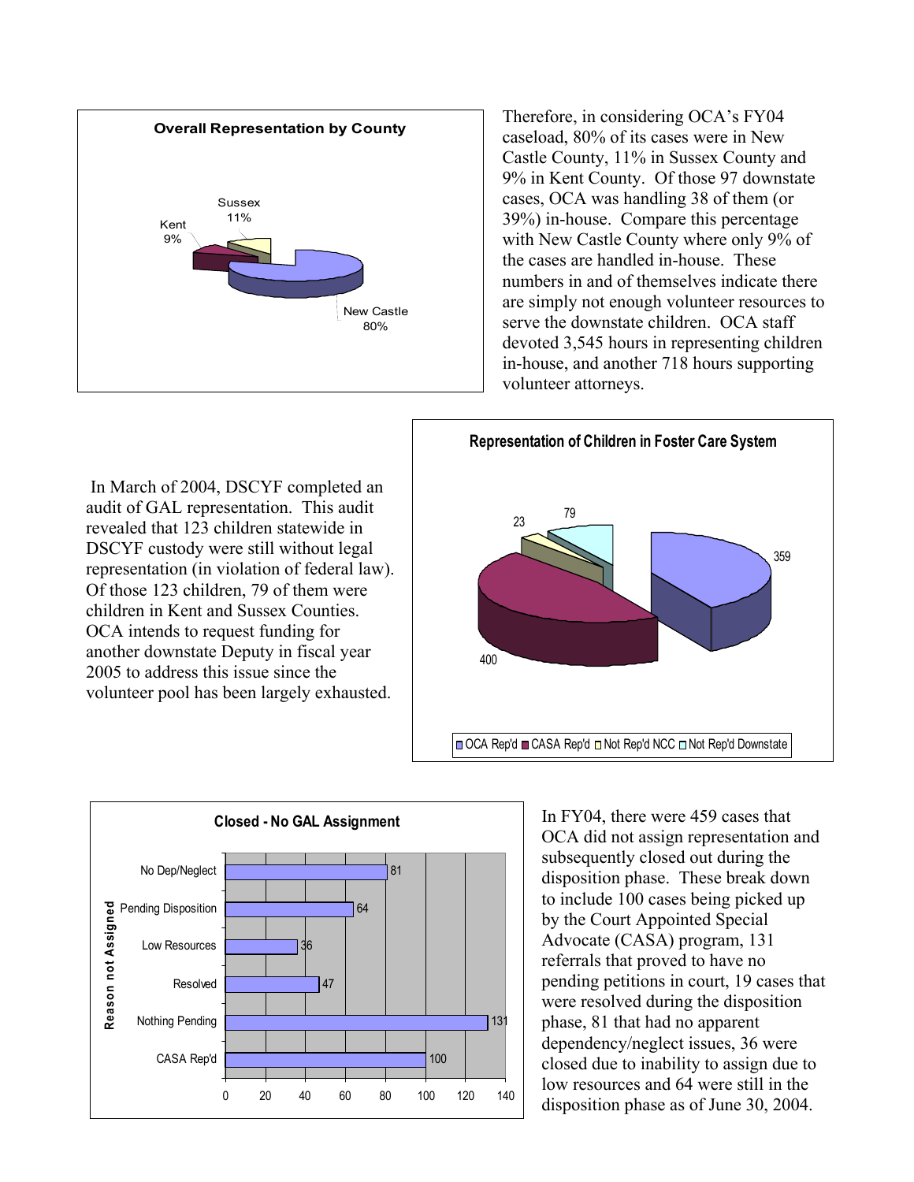**Overall Representation by County**

- Sussex 11%
- Kent 9%
- New Castle 80%

Therefore, in considering OCA's FY04 caseload, 80% of its cases were in New Castle County, 11% in Sussex County and 9% in Kent County. Of those 97 downstate cases, OCA was handling 38 of them (or 39%) in-house. Compare this percentage with New Castle County where only 9% of the cases are handled in-house. These numbers in and of themselves indicate there are simply not enough volunteer resources to serve the downstate children. OCA staff devoted 3,545 hours in representing children in-house, and another 718 hours supporting volunteer attorneys.

In March of 2004, DSCYF completed an audit of GAL representation. This audit revealed that 123 children statewide in DSCYF custody were still without legal representation (in violation of federal law). Of those 123 children, 79 of them were children in Kent and Sussex Counties. OCA intends to request funding for another downstate Deputy in fiscal year 2005 to address this issue since the volunteer pool has been largely exhausted.

**Representation of Children in Foster Care System**

| Category | Count |
|---|---|
| OCA Rep'd | 359 |
| CASA Rep'd | 400 |
| Not Rep'd NCC | 23 |
| Not Rep'd Downstate | 79 |

**Closed - No GAL Assignment**

| Reason not Assigned | Count |
|---|---|
| No Dep/Neglect | 81 |
| Pending Disposition | 64 |
| Low Resources | 36 |
| Resolved | 47 |
| Nothing Pending | 131 |
| CASA Rep'd | 100 |

In FY04, there were 459 cases that OCA did not assign representation and subsequently closed out during the disposition phase. These break down to include 100 cases being picked up by the Court Appointed Special Advocate (CASA) program, 131 referrals that proved to have no pending petitions in court, 19 cases that were resolved during the disposition phase, 81 that had no apparent dependency/neglect issues, 36 were closed due to inability to assign due to low resources and 64 were still in the disposition phase as of June 30, 2004.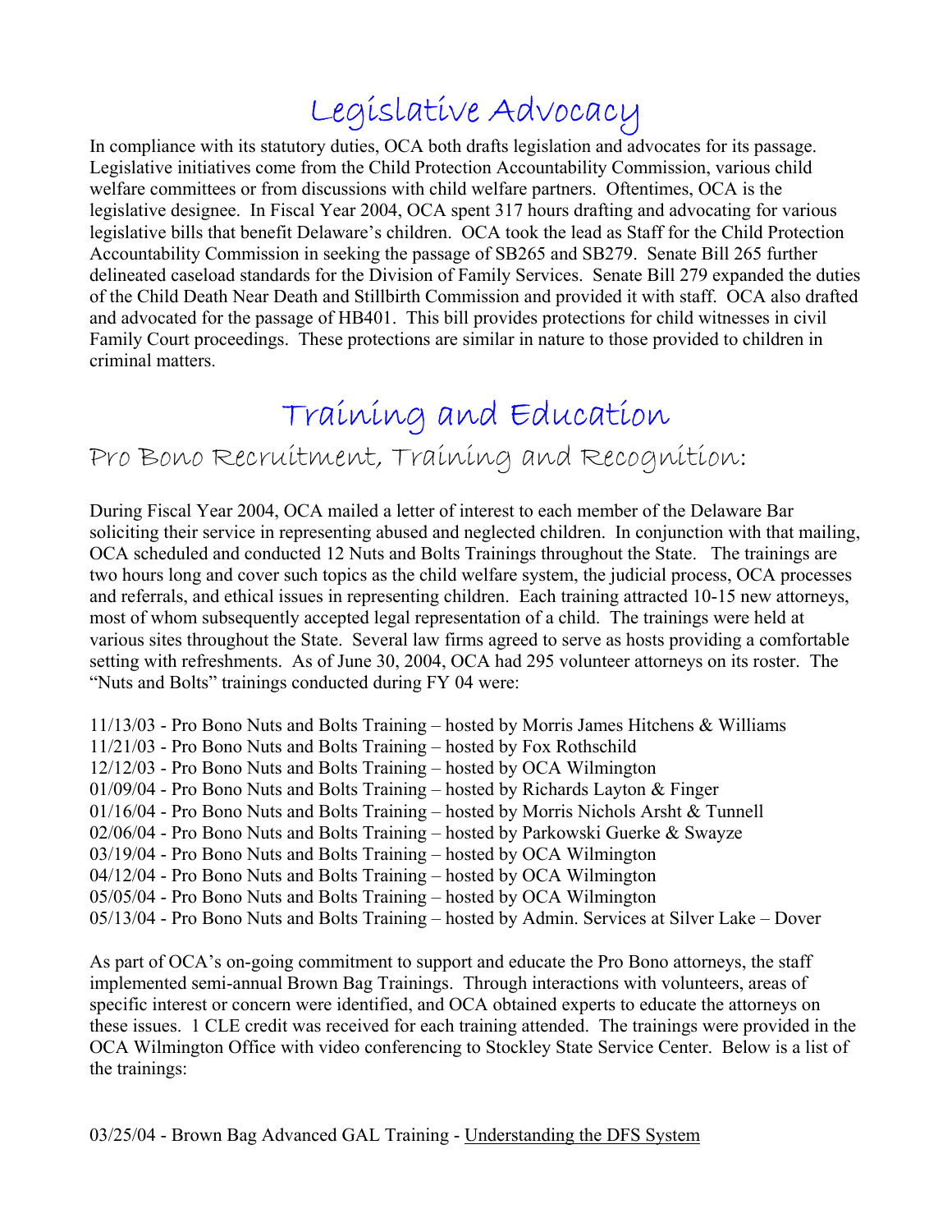# Legislative Advocacy

In compliance with its statutory duties, OCA both drafts legislation and advocates for its passage. Legislative initiatives come from the Child Protection Accountability Commission, various child welfare committees or from discussions with child welfare partners. Oftentimes, OCA is the legislative designee. In Fiscal Year 2004, OCA spent 317 hours drafting and advocating for various legislative bills that benefit Delaware's children. OCA took the lead as Staff for the Child Protection Accountability Commission in seeking the passage of SB265 and SB279. Senate Bill 265 further delineated caseload standards for the Division of Family Services. Senate Bill 279 expanded the duties of the Child Death Near Death and Stillbirth Commission and provided it with staff. OCA also drafted and advocated for the passage of HB401. This bill provides protections for child witnesses in civil Family Court proceedings. These protections are similar in nature to those provided to children in criminal matters.

# Training and Education

## Pro Bono Recruitment, Training and Recognition:

During Fiscal Year 2004, OCA mailed a letter of interest to each member of the Delaware Bar soliciting their service in representing abused and neglected children. In conjunction with that mailing, OCA scheduled and conducted 12 Nuts and Bolts Trainings throughout the State. The trainings are two hours long and cover such topics as the child welfare system, the judicial process, OCA processes and referrals, and ethical issues in representing children. Each training attracted 10-15 new attorneys, most of whom subsequently accepted legal representation of a child. The trainings were held at various sites throughout the State. Several law firms agreed to serve as hosts providing a comfortable setting with refreshments. As of June 30, 2004, OCA had 295 volunteer attorneys on its roster. The "Nuts and Bolts" trainings conducted during FY 04 were:

11/13/03 - Pro Bono Nuts and Bolts Training – hosted by Morris James Hitchens & Williams
11/21/03 - Pro Bono Nuts and Bolts Training – hosted by Fox Rothschild
12/12/03 - Pro Bono Nuts and Bolts Training – hosted by OCA Wilmington
01/09/04 - Pro Bono Nuts and Bolts Training – hosted by Richards Layton & Finger
01/16/04 - Pro Bono Nuts and Bolts Training – hosted by Morris Nichols Arsht & Tunnell
02/06/04 - Pro Bono Nuts and Bolts Training – hosted by Parkowski Guerke & Swayze
03/19/04 - Pro Bono Nuts and Bolts Training – hosted by OCA Wilmington
04/12/04 - Pro Bono Nuts and Bolts Training – hosted by OCA Wilmington
05/05/04 - Pro Bono Nuts and Bolts Training – hosted by OCA Wilmington
05/13/04 - Pro Bono Nuts and Bolts Training – hosted by Admin. Services at Silver Lake – Dover

As part of OCA's on-going commitment to support and educate the Pro Bono attorneys, the staff implemented semi-annual Brown Bag Trainings. Through interactions with volunteers, areas of specific interest or concern were identified, and OCA obtained experts to educate the attorneys on these issues. 1 CLE credit was received for each training attended. The trainings were provided in the OCA Wilmington Office with video conferencing to Stockley State Service Center. Below is a list of the trainings:

03/25/04 - Brown Bag Advanced GAL Training - Understanding the DFS System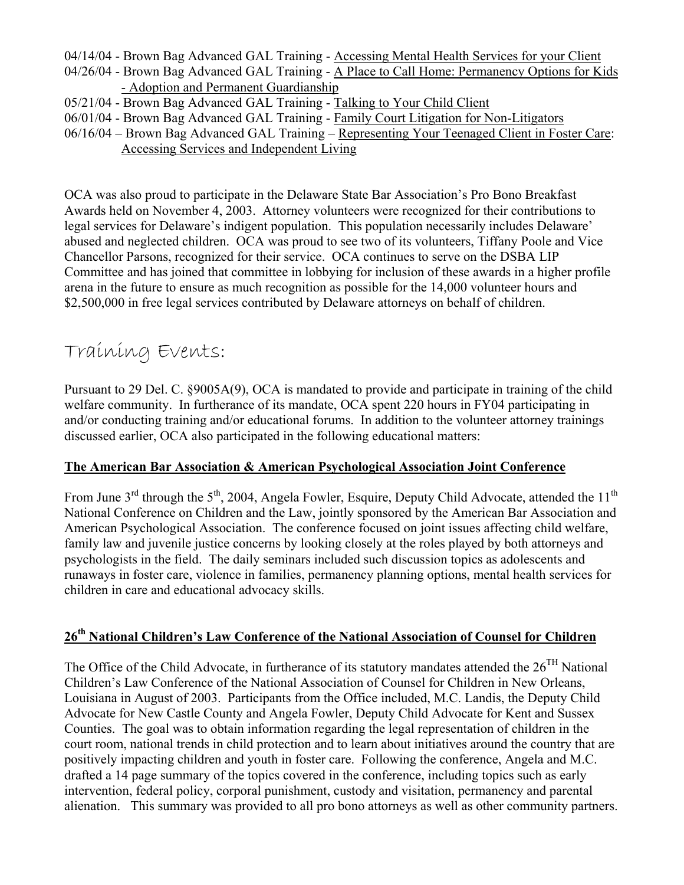04/14/04 - Brown Bag Advanced GAL Training - Accessing Mental Health Services for your Client
04/26/04 - Brown Bag Advanced GAL Training - A Place to Call Home: Permanency Options for Kids - Adoption and Permanent Guardianship
05/21/04 - Brown Bag Advanced GAL Training - Talking to Your Child Client
06/01/04 - Brown Bag Advanced GAL Training - Family Court Litigation for Non-Litigators
06/16/04 – Brown Bag Advanced GAL Training – Representing Your Teenaged Client in Foster Care: Accessing Services and Independent Living

OCA was also proud to participate in the Delaware State Bar Association's Pro Bono Breakfast Awards held on November 4, 2003. Attorney volunteers were recognized for their contributions to legal services for Delaware's indigent population. This population necessarily includes Delaware' abused and neglected children. OCA was proud to see two of its volunteers, Tiffany Poole and Vice Chancellor Parsons, recognized for their service. OCA continues to serve on the DSBA LIP Committee and has joined that committee in lobbying for inclusion of these awards in a higher profile arena in the future to ensure as much recognition as possible for the 14,000 volunteer hours and $2,500,000 in free legal services contributed by Delaware attorneys on behalf of children.

# Training Events:

Pursuant to 29 Del. C. §9005A(9), OCA is mandated to provide and participate in training of the child welfare community. In furtherance of its mandate, OCA spent 220 hours in FY04 participating in and/or conducting training and/or educational forums. In addition to the volunteer attorney trainings discussed earlier, OCA also participated in the following educational matters:

## The American Bar Association & American Psychological Association Joint Conference

From June 3rd through the 5th, 2004, Angela Fowler, Esquire, Deputy Child Advocate, attended the 11th National Conference on Children and the Law, jointly sponsored by the American Bar Association and American Psychological Association. The conference focused on joint issues affecting child welfare, family law and juvenile justice concerns by looking closely at the roles played by both attorneys and psychologists in the field. The daily seminars included such discussion topics as adolescents and runaways in foster care, violence in families, permanency planning options, mental health services for children in care and educational advocacy skills.

## 26th National Children's Law Conference of the National Association of Counsel for Children

The Office of the Child Advocate, in furtherance of its statutory mandates attended the 26TH National Children's Law Conference of the National Association of Counsel for Children in New Orleans, Louisiana in August of 2003. Participants from the Office included, M.C. Landis, the Deputy Child Advocate for New Castle County and Angela Fowler, Deputy Child Advocate for Kent and Sussex Counties. The goal was to obtain information regarding the legal representation of children in the court room, national trends in child protection and to learn about initiatives around the country that are positively impacting children and youth in foster care. Following the conference, Angela and M.C. drafted a 14 page summary of the topics covered in the conference, including topics such as early intervention, federal policy, corporal punishment, custody and visitation, permanency and parental alienation. This summary was provided to all pro bono attorneys as well as other community partners.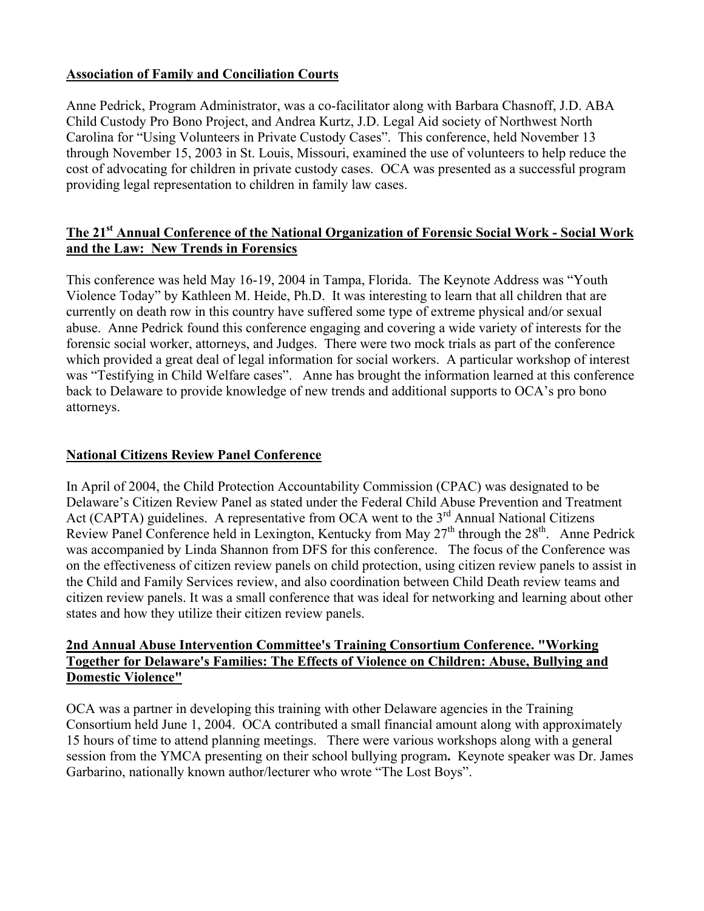## Association of Family and Conciliation Courts

Anne Pedrick, Program Administrator, was a co-facilitator along with Barbara Chasnoff, J.D. ABA Child Custody Pro Bono Project, and Andrea Kurtz, J.D. Legal Aid society of Northwest North Carolina for "Using Volunteers in Private Custody Cases". This conference, held November 13 through November 15, 2003 in St. Louis, Missouri, examined the use of volunteers to help reduce the cost of advocating for children in private custody cases. OCA was presented as a successful program providing legal representation to children in family law cases.

## The 21st Annual Conference of the National Organization of Forensic Social Work - Social Work and the Law: New Trends in Forensics

This conference was held May 16-19, 2004 in Tampa, Florida. The Keynote Address was "Youth Violence Today" by Kathleen M. Heide, Ph.D. It was interesting to learn that all children that are currently on death row in this country have suffered some type of extreme physical and/or sexual abuse. Anne Pedrick found this conference engaging and covering a wide variety of interests for the forensic social worker, attorneys, and Judges. There were two mock trials as part of the conference which provided a great deal of legal information for social workers. A particular workshop of interest was "Testifying in Child Welfare cases". Anne has brought the information learned at this conference back to Delaware to provide knowledge of new trends and additional supports to OCA's pro bono attorneys.

## National Citizens Review Panel Conference

In April of 2004, the Child Protection Accountability Commission (CPAC) was designated to be Delaware's Citizen Review Panel as stated under the Federal Child Abuse Prevention and Treatment Act (CAPTA) guidelines. A representative from OCA went to the 3rd Annual National Citizens Review Panel Conference held in Lexington, Kentucky from May 27th through the 28th. Anne Pedrick was accompanied by Linda Shannon from DFS for this conference. The focus of the Conference was on the effectiveness of citizen review panels on child protection, using citizen review panels to assist in the Child and Family Services review, and also coordination between Child Death review teams and citizen review panels. It was a small conference that was ideal for networking and learning about other states and how they utilize their citizen review panels.

## 2nd Annual Abuse Intervention Committee's Training Consortium Conference. "Working Together for Delaware's Families: The Effects of Violence on Children: Abuse, Bullying and Domestic Violence"

OCA was a partner in developing this training with other Delaware agencies in the Training Consortium held June 1, 2004. OCA contributed a small financial amount along with approximately 15 hours of time to attend planning meetings. There were various workshops along with a general session from the YMCA presenting on their school bullying program**.** Keynote speaker was Dr. James Garbarino, nationally known author/lecturer who wrote "The Lost Boys".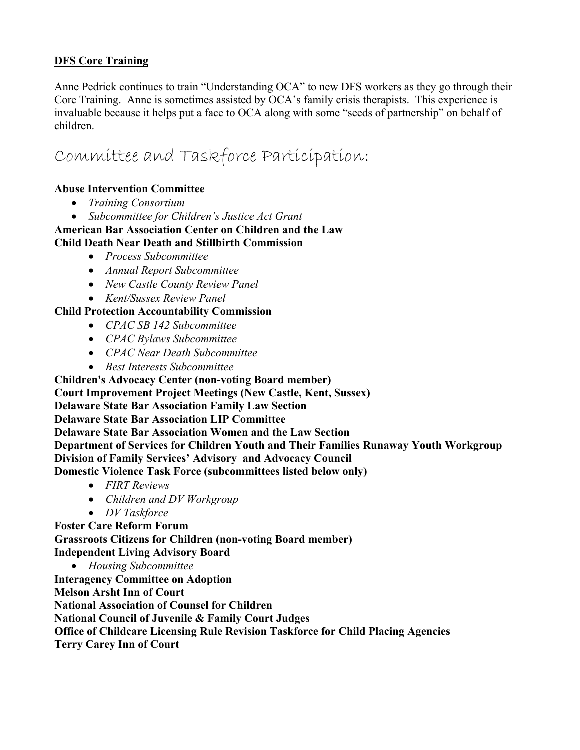**DFS Core Training**

Anne Pedrick continues to train "Understanding OCA" to new DFS workers as they go through their Core Training. Anne is sometimes assisted by OCA's family crisis therapists. This experience is invaluable because it helps put a face to OCA along with some "seeds of partnership" on behalf of children.

## Committee and Taskforce Participation:

**Abuse Intervention Committee**

- *Training Consortium*
- *Subcommittee for Children's Justice Act Grant*

**American Bar Association Center on Children and the Law**

**Child Death Near Death and Stillbirth Commission**

- *Process Subcommittee*
- *Annual Report Subcommittee*
- *New Castle County Review Panel*
- *Kent/Sussex Review Panel*

**Child Protection Accountability Commission**

- *CPAC SB 142 Subcommittee*
- *CPAC Bylaws Subcommittee*
- *CPAC Near Death Subcommittee*
- *Best Interests Subcommittee*

**Children's Advocacy Center (non-voting Board member)**

**Court Improvement Project Meetings (New Castle, Kent, Sussex)**

**Delaware State Bar Association Family Law Section**

**Delaware State Bar Association LIP Committee**

**Delaware State Bar Association Women and the Law Section**

**Department of Services for Children Youth and Their Families Runaway Youth Workgroup**

**Division of Family Services' Advisory and Advocacy Council**

**Domestic Violence Task Force (subcommittees listed below only)**

- *FIRT Reviews*
- *Children and DV Workgroup*
- *DV Taskforce*

**Foster Care Reform Forum**

**Grassroots Citizens for Children (non-voting Board member)**

**Independent Living Advisory Board**

- *Housing Subcommittee*

**Interagency Committee on Adoption**

**Melson Arsht Inn of Court**

**National Association of Counsel for Children**

**National Council of Juvenile & Family Court Judges**

**Office of Childcare Licensing Rule Revision Taskforce for Child Placing Agencies**

**Terry Carey Inn of Court**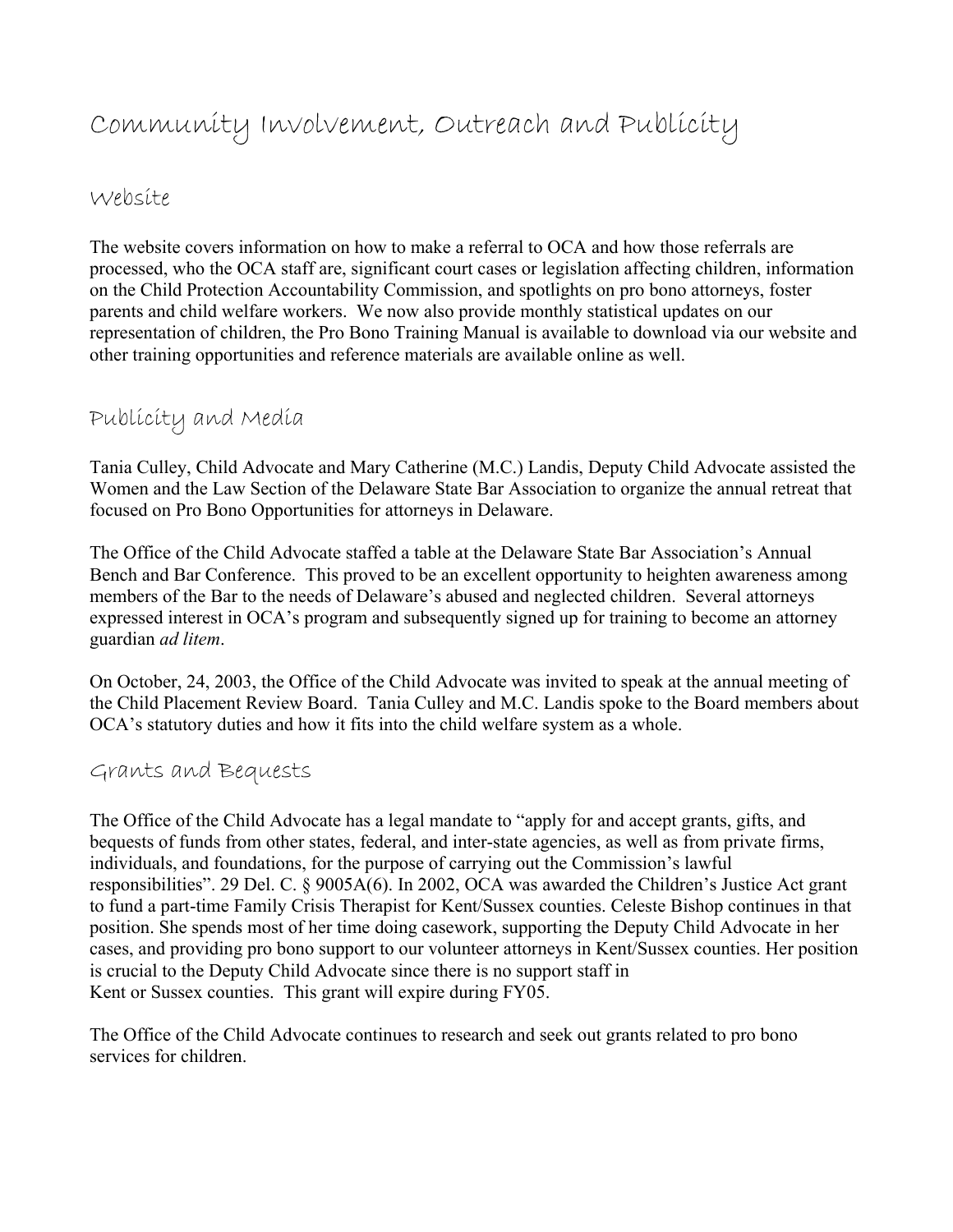# Community Involvement, Outreach and Publicity

## Website

The website covers information on how to make a referral to OCA and how those referrals are processed, who the OCA staff are, significant court cases or legislation affecting children, information on the Child Protection Accountability Commission, and spotlights on pro bono attorneys, foster parents and child welfare workers. We now also provide monthly statistical updates on our representation of children, the Pro Bono Training Manual is available to download via our website and other training opportunities and reference materials are available online as well.

## Publicity and Media

Tania Culley, Child Advocate and Mary Catherine (M.C.) Landis, Deputy Child Advocate assisted the Women and the Law Section of the Delaware State Bar Association to organize the annual retreat that focused on Pro Bono Opportunities for attorneys in Delaware.

The Office of the Child Advocate staffed a table at the Delaware State Bar Association's Annual Bench and Bar Conference. This proved to be an excellent opportunity to heighten awareness among members of the Bar to the needs of Delaware's abused and neglected children. Several attorneys expressed interest in OCA's program and subsequently signed up for training to become an attorney guardian *ad litem*.

On October, 24, 2003, the Office of the Child Advocate was invited to speak at the annual meeting of the Child Placement Review Board. Tania Culley and M.C. Landis spoke to the Board members about OCA's statutory duties and how it fits into the child welfare system as a whole.

## Grants and Bequests

The Office of the Child Advocate has a legal mandate to "apply for and accept grants, gifts, and bequests of funds from other states, federal, and inter-state agencies, as well as from private firms, individuals, and foundations, for the purpose of carrying out the Commission's lawful responsibilities". 29 Del. C. § 9005A(6). In 2002, OCA was awarded the Children's Justice Act grant to fund a part-time Family Crisis Therapist for Kent/Sussex counties. Celeste Bishop continues in that position. She spends most of her time doing casework, supporting the Deputy Child Advocate in her cases, and providing pro bono support to our volunteer attorneys in Kent/Sussex counties. Her position is crucial to the Deputy Child Advocate since there is no support staff in Kent or Sussex counties. This grant will expire during FY05.

The Office of the Child Advocate continues to research and seek out grants related to pro bono services for children.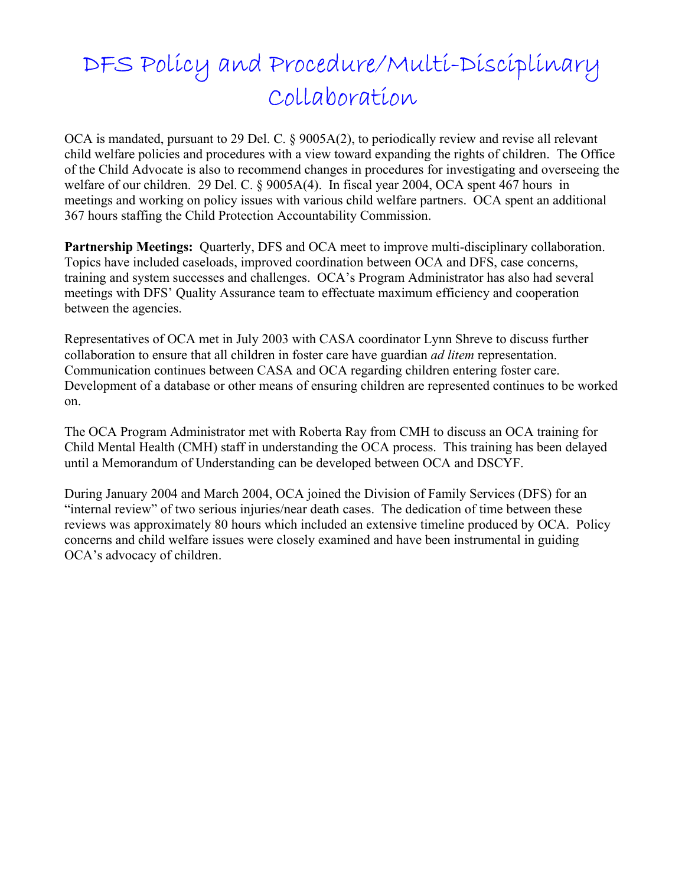# DFS Policy and Procedure/Multi-Disciplinary Collaboration

OCA is mandated, pursuant to 29 Del. C. § 9005A(2), to periodically review and revise all relevant child welfare policies and procedures with a view toward expanding the rights of children. The Office of the Child Advocate is also to recommend changes in procedures for investigating and overseeing the welfare of our children. 29 Del. C. § 9005A(4). In fiscal year 2004, OCA spent 467 hours in meetings and working on policy issues with various child welfare partners. OCA spent an additional 367 hours staffing the Child Protection Accountability Commission.

**Partnership Meetings:** Quarterly, DFS and OCA meet to improve multi-disciplinary collaboration. Topics have included caseloads, improved coordination between OCA and DFS, case concerns, training and system successes and challenges. OCA's Program Administrator has also had several meetings with DFS' Quality Assurance team to effectuate maximum efficiency and cooperation between the agencies.

Representatives of OCA met in July 2003 with CASA coordinator Lynn Shreve to discuss further collaboration to ensure that all children in foster care have guardian *ad litem* representation. Communication continues between CASA and OCA regarding children entering foster care. Development of a database or other means of ensuring children are represented continues to be worked on.

The OCA Program Administrator met with Roberta Ray from CMH to discuss an OCA training for Child Mental Health (CMH) staff in understanding the OCA process. This training has been delayed until a Memorandum of Understanding can be developed between OCA and DSCYF.

During January 2004 and March 2004, OCA joined the Division of Family Services (DFS) for an "internal review" of two serious injuries/near death cases. The dedication of time between these reviews was approximately 80 hours which included an extensive timeline produced by OCA. Policy concerns and child welfare issues were closely examined and have been instrumental in guiding OCA's advocacy of children.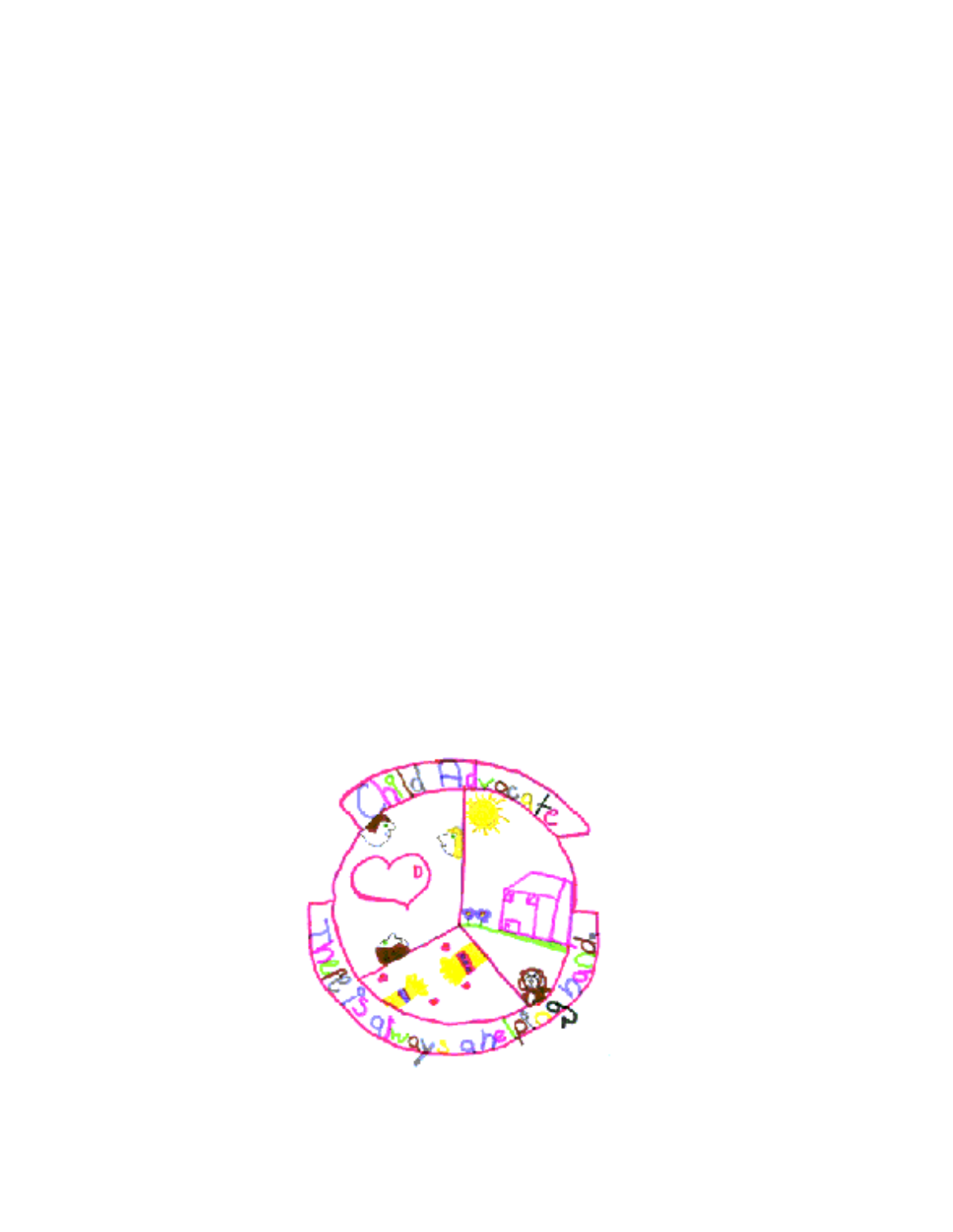Child Advocate

There is always a helping hand.